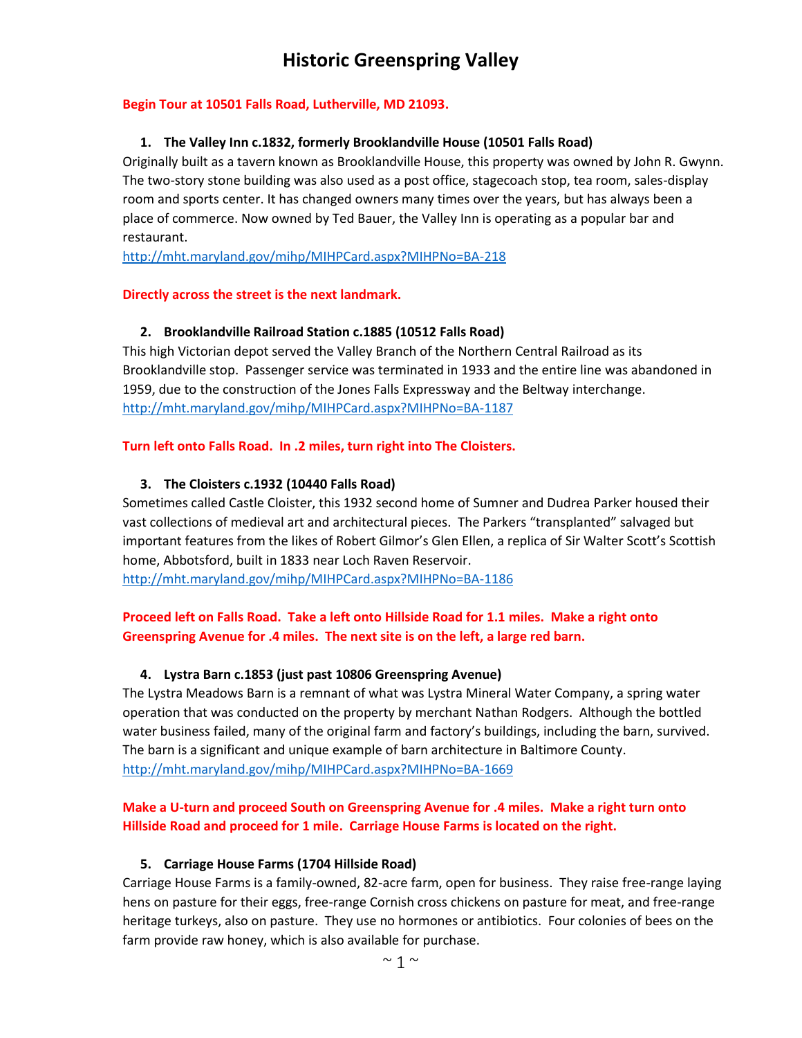# Historic Greenspring Valley

**Begin Tour at 10501 Falls Road, Lutherville, MD 21093.**

1. **The Valley Inn c.1832, formerly Brooklandville House (10501 Falls Road)**

Originally built as a tavern known as Brooklandville House, this property was owned by John R. Gwynn. The two-story stone building was also used as a post office, stagecoach stop, tea room, sales-display room and sports center. It has changed owners many times over the years, but has always been a place of commerce. Now owned by Ted Bauer, the Valley Inn is operating as a popular bar and restaurant.
http://mht.maryland.gov/mihp/MIHPCard.aspx?MIHPNo=BA-218

**Directly across the street is the next landmark.**

2. **Brooklandville Railroad Station c.1885 (10512 Falls Road)**

This high Victorian depot served the Valley Branch of the Northern Central Railroad as its Brooklandville stop. Passenger service was terminated in 1933 and the entire line was abandoned in 1959, due to the construction of the Jones Falls Expressway and the Beltway interchange.
http://mht.maryland.gov/mihp/MIHPCard.aspx?MIHPNo=BA-1187

**Turn left onto Falls Road. In .2 miles, turn right into The Cloisters.**

3. **The Cloisters c.1932 (10440 Falls Road)**

Sometimes called Castle Cloister, this 1932 second home of Sumner and Dudrea Parker housed their vast collections of medieval art and architectural pieces. The Parkers "transplanted" salvaged but important features from the likes of Robert Gilmor's Glen Ellen, a replica of Sir Walter Scott's Scottish home, Abbotsford, built in 1833 near Loch Raven Reservoir.
http://mht.maryland.gov/mihp/MIHPCard.aspx?MIHPNo=BA-1186

**Proceed left on Falls Road. Take a left onto Hillside Road for 1.1 miles. Make a right onto Greenspring Avenue for .4 miles. The next site is on the left, a large red barn.**

4. **Lystra Barn c.1853 (just past 10806 Greenspring Avenue)**

The Lystra Meadows Barn is a remnant of what was Lystra Mineral Water Company, a spring water operation that was conducted on the property by merchant Nathan Rodgers. Although the bottled water business failed, many of the original farm and factory's buildings, including the barn, survived. The barn is a significant and unique example of barn architecture in Baltimore County.
http://mht.maryland.gov/mihp/MIHPCard.aspx?MIHPNo=BA-1669

**Make a U-turn and proceed South on Greenspring Avenue for .4 miles. Make a right turn onto Hillside Road and proceed for 1 mile. Carriage House Farms is located on the right.**

5. **Carriage House Farms (1704 Hillside Road)**

Carriage House Farms is a family-owned, 82-acre farm, open for business. They raise free-range laying hens on pasture for their eggs, free-range Cornish cross chickens on pasture for meat, and free-range heritage turkeys, also on pasture. They use no hormones or antibiotics. Four colonies of bees on the farm provide raw honey, which is also available for purchase.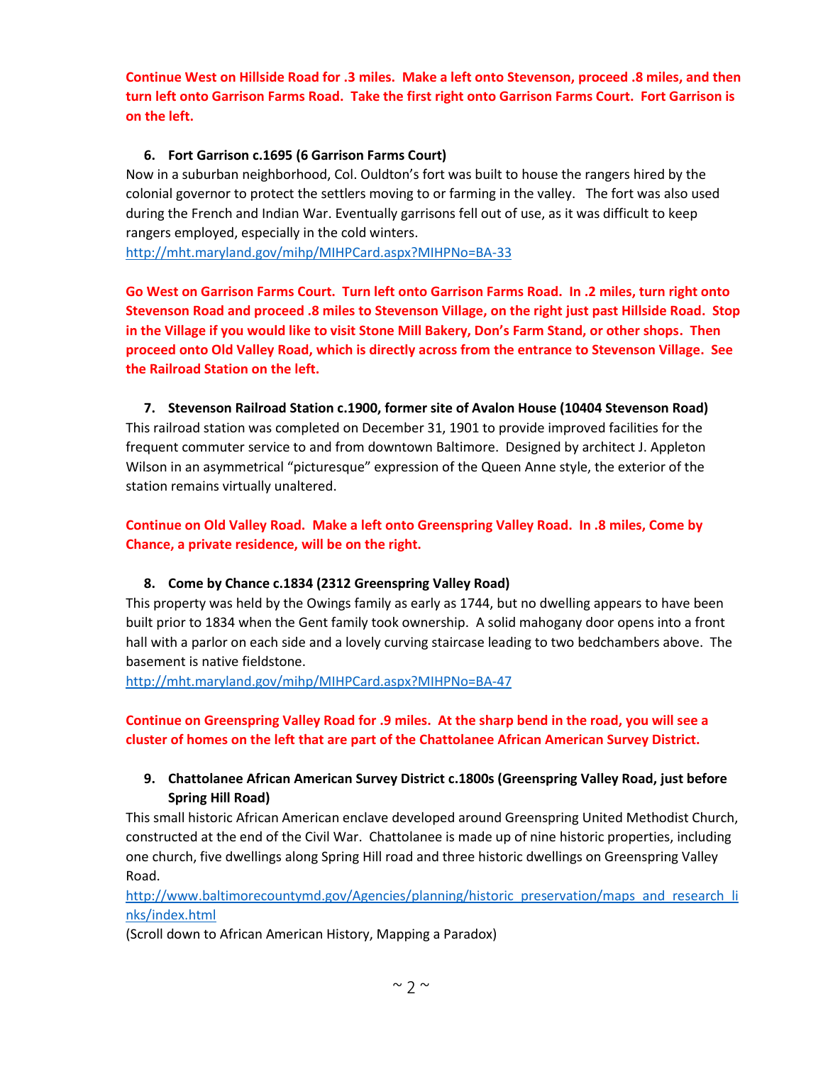**Continue West on Hillside Road for .3 miles. Make a left onto Stevenson, proceed .8 miles, and then turn left onto Garrison Farms Road. Take the first right onto Garrison Farms Court. Fort Garrison is on the left.**

6. **Fort Garrison c.1695 (6 Garrison Farms Court)**

Now in a suburban neighborhood, Col. Ouldton's fort was built to house the rangers hired by the colonial governor to protect the settlers moving to or farming in the valley. The fort was also used during the French and Indian War. Eventually garrisons fell out of use, as it was difficult to keep rangers employed, especially in the cold winters.
http://mht.maryland.gov/mihp/MIHPCard.aspx?MIHPNo=BA-33

**Go West on Garrison Farms Court. Turn left onto Garrison Farms Road. In .2 miles, turn right onto Stevenson Road and proceed .8 miles to Stevenson Village, on the right just past Hillside Road. Stop in the Village if you would like to visit Stone Mill Bakery, Don's Farm Stand, or other shops. Then proceed onto Old Valley Road, which is directly across from the entrance to Stevenson Village. See the Railroad Station on the left.**

7. **Stevenson Railroad Station c.1900, former site of Avalon House (10404 Stevenson Road)**

This railroad station was completed on December 31, 1901 to provide improved facilities for the frequent commuter service to and from downtown Baltimore. Designed by architect J. Appleton Wilson in an asymmetrical "picturesque" expression of the Queen Anne style, the exterior of the station remains virtually unaltered.

**Continue on Old Valley Road. Make a left onto Greenspring Valley Road. In .8 miles, Come by Chance, a private residence, will be on the right.**

8. **Come by Chance c.1834 (2312 Greenspring Valley Road)**

This property was held by the Owings family as early as 1744, but no dwelling appears to have been built prior to 1834 when the Gent family took ownership. A solid mahogany door opens into a front hall with a parlor on each side and a lovely curving staircase leading to two bedchambers above. The basement is native fieldstone.
http://mht.maryland.gov/mihp/MIHPCard.aspx?MIHPNo=BA-47

**Continue on Greenspring Valley Road for .9 miles. At the sharp bend in the road, you will see a cluster of homes on the left that are part of the Chattolanee African American Survey District.**

9. **Chattolanee African American Survey District c.1800s (Greenspring Valley Road, just before Spring Hill Road)**

This small historic African American enclave developed around Greenspring United Methodist Church, constructed at the end of the Civil War. Chattolanee is made up of nine historic properties, including one church, five dwellings along Spring Hill road and three historic dwellings on Greenspring Valley Road.
http://www.baltimorecountymd.gov/Agencies/planning/historic_preservation/maps_and_research_links/index.html
(Scroll down to African American History, Mapping a Paradox)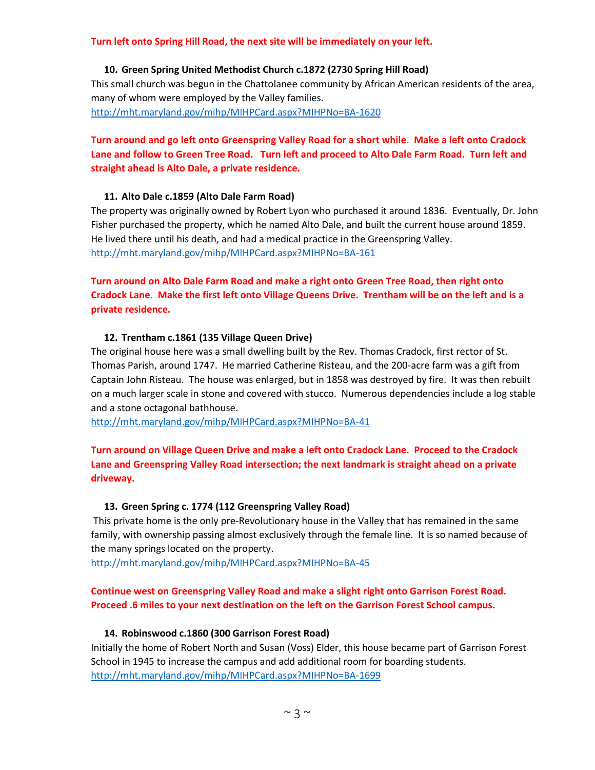**Turn left onto Spring Hill Road, the next site will be immediately on your left.**

**10. Green Spring United Methodist Church c.1872 (2730 Spring Hill Road)**

This small church was begun in the Chattolanee community by African American residents of the area, many of whom were employed by the Valley families.

http://mht.maryland.gov/mihp/MIHPCard.aspx?MIHPNo=BA-1620

**Turn around and go left onto Greenspring Valley Road for a short while. Make a left onto Cradock Lane and follow to Green Tree Road. Turn left and proceed to Alto Dale Farm Road. Turn left and straight ahead is Alto Dale, a private residence.**

**11. Alto Dale c.1859 (Alto Dale Farm Road)**

The property was originally owned by Robert Lyon who purchased it around 1836. Eventually, Dr. John Fisher purchased the property, which he named Alto Dale, and built the current house around 1859. He lived there until his death, and had a medical practice in the Greenspring Valley.

http://mht.maryland.gov/mihp/MIHPCard.aspx?MIHPNo=BA-161

**Turn around on Alto Dale Farm Road and make a right onto Green Tree Road, then right onto Cradock Lane. Make the first left onto Village Queens Drive. Trentham will be on the left and is a private residence.**

**12. Trentham c.1861 (135 Village Queen Drive)**

The original house here was a small dwelling built by the Rev. Thomas Cradock, first rector of St. Thomas Parish, around 1747. He married Catherine Risteau, and the 200-acre farm was a gift from Captain John Risteau. The house was enlarged, but in 1858 was destroyed by fire. It was then rebuilt on a much larger scale in stone and covered with stucco. Numerous dependencies include a log stable and a stone octagonal bathhouse.

http://mht.maryland.gov/mihp/MIHPCard.aspx?MIHPNo=BA-41

**Turn around on Village Queen Drive and make a left onto Cradock Lane. Proceed to the Cradock Lane and Greenspring Valley Road intersection; the next landmark is straight ahead on a private driveway.**

**13. Green Spring c. 1774 (112 Greenspring Valley Road)**

This private home is the only pre-Revolutionary house in the Valley that has remained in the same family, with ownership passing almost exclusively through the female line. It is so named because of the many springs located on the property.

http://mht.maryland.gov/mihp/MIHPCard.aspx?MIHPNo=BA-45

**Continue west on Greenspring Valley Road and make a slight right onto Garrison Forest Road. Proceed .6 miles to your next destination on the left on the Garrison Forest School campus.**

**14. Robinswood c.1860 (300 Garrison Forest Road)**

Initially the home of Robert North and Susan (Voss) Elder, this house became part of Garrison Forest School in 1945 to increase the campus and add additional room for boarding students.

http://mht.maryland.gov/mihp/MIHPCard.aspx?MIHPNo=BA-1699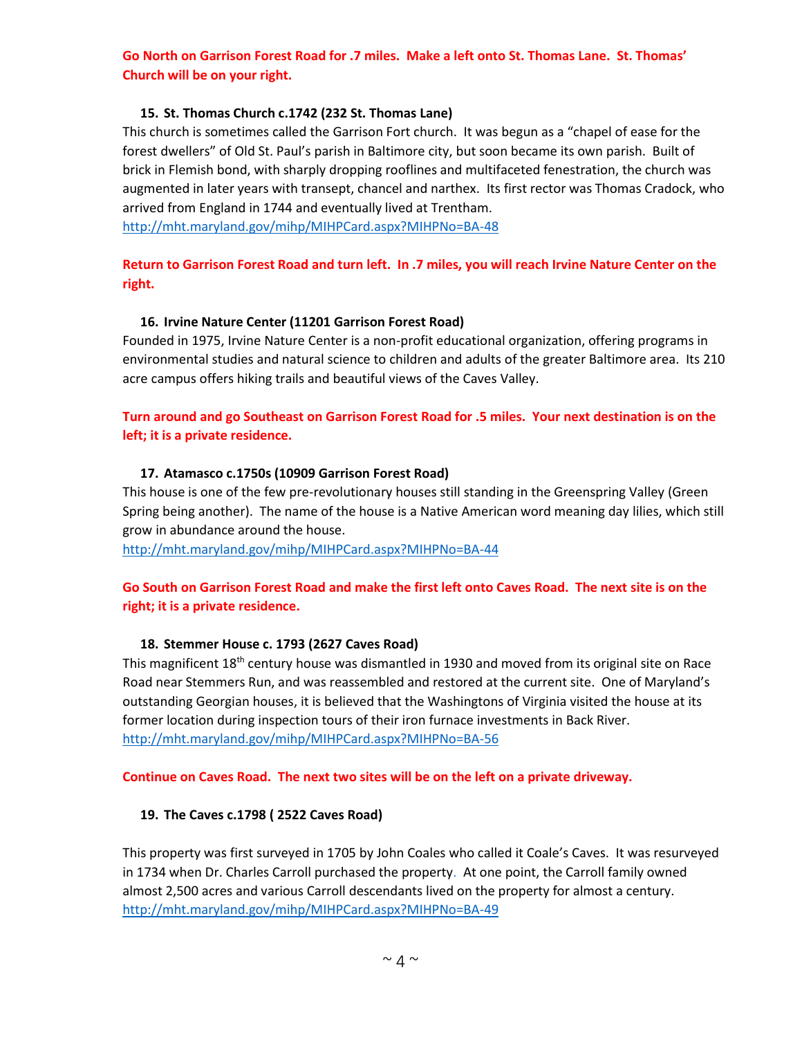**Go North on Garrison Forest Road for .7 miles. Make a left onto St. Thomas Lane. St. Thomas' Church will be on your right.**

### 15. St. Thomas Church c.1742 (232 St. Thomas Lane)

This church is sometimes called the Garrison Fort church. It was begun as a "chapel of ease for the forest dwellers" of Old St. Paul's parish in Baltimore city, but soon became its own parish. Built of brick in Flemish bond, with sharply dropping rooflines and multifaceted fenestration, the church was augmented in later years with transept, chancel and narthex. Its first rector was Thomas Cradock, who arrived from England in 1744 and eventually lived at Trentham.
http://mht.maryland.gov/mihp/MIHPCard.aspx?MIHPNo=BA-48

**Return to Garrison Forest Road and turn left. In .7 miles, you will reach Irvine Nature Center on the right.**

### 16. Irvine Nature Center (11201 Garrison Forest Road)

Founded in 1975, Irvine Nature Center is a non-profit educational organization, offering programs in environmental studies and natural science to children and adults of the greater Baltimore area. Its 210 acre campus offers hiking trails and beautiful views of the Caves Valley.

**Turn around and go Southeast on Garrison Forest Road for .5 miles. Your next destination is on the left; it is a private residence.**

### 17. Atamasco c.1750s (10909 Garrison Forest Road)

This house is one of the few pre-revolutionary houses still standing in the Greenspring Valley (Green Spring being another). The name of the house is a Native American word meaning day lilies, which still grow in abundance around the house.
http://mht.maryland.gov/mihp/MIHPCard.aspx?MIHPNo=BA-44

**Go South on Garrison Forest Road and make the first left onto Caves Road. The next site is on the right; it is a private residence.**

### 18. Stemmer House c. 1793 (2627 Caves Road)

This magnificent 18th century house was dismantled in 1930 and moved from its original site on Race Road near Stemmers Run, and was reassembled and restored at the current site. One of Maryland's outstanding Georgian houses, it is believed that the Washingtons of Virginia visited the house at its former location during inspection tours of their iron furnace investments in Back River.
http://mht.maryland.gov/mihp/MIHPCard.aspx?MIHPNo=BA-56

**Continue on Caves Road. The next two sites will be on the left on a private driveway.**

### 19. The Caves c.1798 ( 2522 Caves Road)

This property was first surveyed in 1705 by John Coales who called it Coale's Caves. It was resurveyed in 1734 when Dr. Charles Carroll purchased the property. At one point, the Carroll family owned almost 2,500 acres and various Carroll descendants lived on the property for almost a century.
http://mht.maryland.gov/mihp/MIHPCard.aspx?MIHPNo=BA-49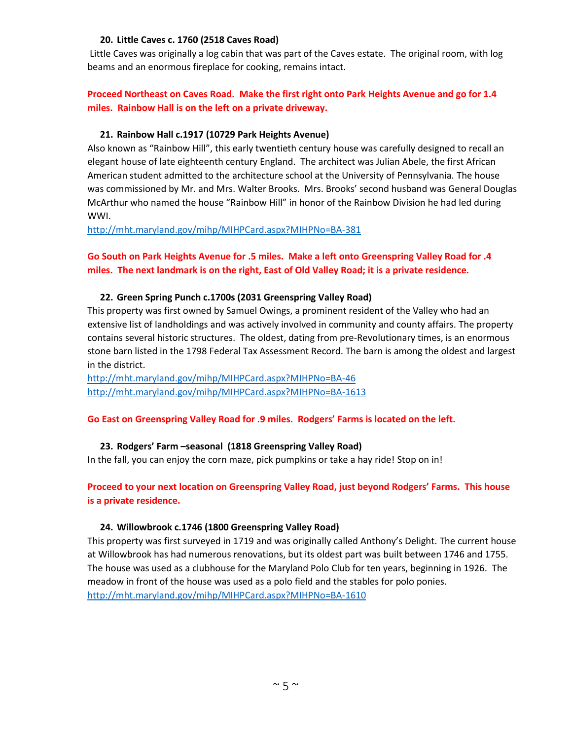**20. Little Caves c. 1760 (2518 Caves Road)**

Little Caves was originally a log cabin that was part of the Caves estate. The original room, with log beams and an enormous fireplace for cooking, remains intact.

**Proceed Northeast on Caves Road. Make the first right onto Park Heights Avenue and go for 1.4 miles. Rainbow Hall is on the left on a private driveway.**

**21. Rainbow Hall c.1917 (10729 Park Heights Avenue)**

Also known as "Rainbow Hill", this early twentieth century house was carefully designed to recall an elegant house of late eighteenth century England. The architect was Julian Abele, the first African American student admitted to the architecture school at the University of Pennsylvania. The house was commissioned by Mr. and Mrs. Walter Brooks. Mrs. Brooks' second husband was General Douglas McArthur who named the house "Rainbow Hill" in honor of the Rainbow Division he had led during WWI.

http://mht.maryland.gov/mihp/MIHPCard.aspx?MIHPNo=BA-381

**Go South on Park Heights Avenue for .5 miles. Make a left onto Greenspring Valley Road for .4 miles. The next landmark is on the right, East of Old Valley Road; it is a private residence.**

**22. Green Spring Punch c.1700s (2031 Greenspring Valley Road)**

This property was first owned by Samuel Owings, a prominent resident of the Valley who had an extensive list of landholdings and was actively involved in community and county affairs. The property contains several historic structures. The oldest, dating from pre-Revolutionary times, is an enormous stone barn listed in the 1798 Federal Tax Assessment Record. The barn is among the oldest and largest in the district.

http://mht.maryland.gov/mihp/MIHPCard.aspx?MIHPNo=BA-46
http://mht.maryland.gov/mihp/MIHPCard.aspx?MIHPNo=BA-1613

**Go East on Greenspring Valley Road for .9 miles. Rodgers' Farms is located on the left.**

**23. Rodgers' Farm –seasonal (1818 Greenspring Valley Road)**

In the fall, you can enjoy the corn maze, pick pumpkins or take a hay ride! Stop on in!

**Proceed to your next location on Greenspring Valley Road, just beyond Rodgers' Farms. This house is a private residence.**

**24. Willowbrook c.1746 (1800 Greenspring Valley Road)**

This property was first surveyed in 1719 and was originally called Anthony's Delight. The current house at Willowbrook has had numerous renovations, but its oldest part was built between 1746 and 1755. The house was used as a clubhouse for the Maryland Polo Club for ten years, beginning in 1926. The meadow in front of the house was used as a polo field and the stables for polo ponies.

http://mht.maryland.gov/mihp/MIHPCard.aspx?MIHPNo=BA-1610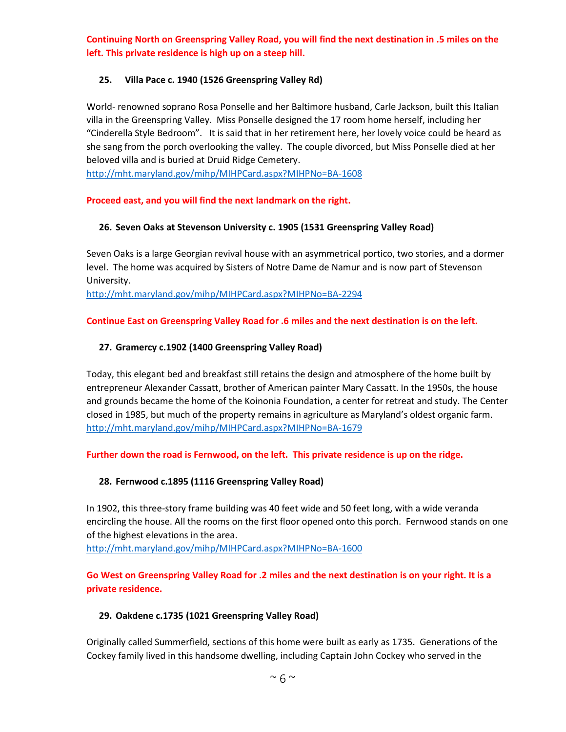**Continuing North on Greenspring Valley Road, you will find the next destination in .5 miles on the left. This private residence is high up on a steep hill.**

### 25. Villa Pace c. 1940 (1526 Greenspring Valley Rd)

World- renowned soprano Rosa Ponselle and her Baltimore husband, Carle Jackson, built this Italian villa in the Greenspring Valley. Miss Ponselle designed the 17 room home herself, including her "Cinderella Style Bedroom". It is said that in her retirement here, her lovely voice could be heard as she sang from the porch overlooking the valley. The couple divorced, but Miss Ponselle died at her beloved villa and is buried at Druid Ridge Cemetery.
http://mht.maryland.gov/mihp/MIHPCard.aspx?MIHPNo=BA-1608

**Proceed east, and you will find the next landmark on the right.**

### 26. Seven Oaks at Stevenson University c. 1905 (1531 Greenspring Valley Road)

Seven Oaks is a large Georgian revival house with an asymmetrical portico, two stories, and a dormer level. The home was acquired by Sisters of Notre Dame de Namur and is now part of Stevenson University.
http://mht.maryland.gov/mihp/MIHPCard.aspx?MIHPNo=BA-2294

**Continue East on Greenspring Valley Road for .6 miles and the next destination is on the left.**

### 27. Gramercy c.1902 (1400 Greenspring Valley Road)

Today, this elegant bed and breakfast still retains the design and atmosphere of the home built by entrepreneur Alexander Cassatt, brother of American painter Mary Cassatt. In the 1950s, the house and grounds became the home of the Koinonia Foundation, a center for retreat and study. The Center closed in 1985, but much of the property remains in agriculture as Maryland's oldest organic farm.
http://mht.maryland.gov/mihp/MIHPCard.aspx?MIHPNo=BA-1679

**Further down the road is Fernwood, on the left. This private residence is up on the ridge.**

### 28. Fernwood c.1895 (1116 Greenspring Valley Road)

In 1902, this three-story frame building was 40 feet wide and 50 feet long, with a wide veranda encircling the house. All the rooms on the first floor opened onto this porch. Fernwood stands on one of the highest elevations in the area.
http://mht.maryland.gov/mihp/MIHPCard.aspx?MIHPNo=BA-1600

**Go West on Greenspring Valley Road for .2 miles and the next destination is on your right. It is a private residence.**

### 29. Oakdene c.1735 (1021 Greenspring Valley Road)

Originally called Summerfield, sections of this home were built as early as 1735. Generations of the Cockey family lived in this handsome dwelling, including Captain John Cockey who served in the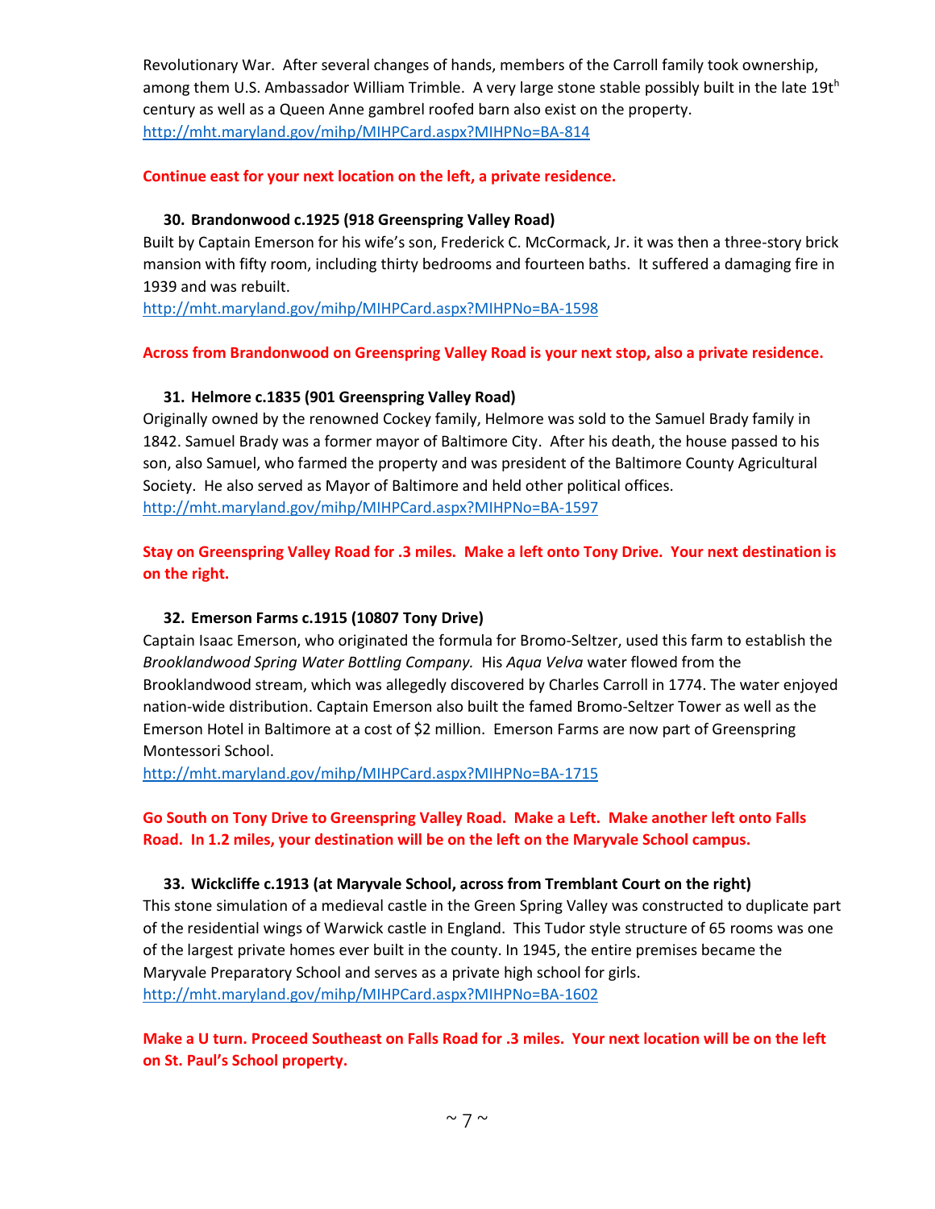Revolutionary War. After several changes of hands, members of the Carroll family took ownership, among them U.S. Ambassador William Trimble. A very large stone stable possibly built in the late 19th century as well as a Queen Anne gambrel roofed barn also exist on the property.
http://mht.maryland.gov/mihp/MIHPCard.aspx?MIHPNo=BA-814

**Continue east for your next location on the left, a private residence.**

### 30. Brandonwood c.1925 (918 Greenspring Valley Road)

Built by Captain Emerson for his wife's son, Frederick C. McCormack, Jr. it was then a three-story brick mansion with fifty room, including thirty bedrooms and fourteen baths. It suffered a damaging fire in 1939 and was rebuilt.
http://mht.maryland.gov/mihp/MIHPCard.aspx?MIHPNo=BA-1598

**Across from Brandonwood on Greenspring Valley Road is your next stop, also a private residence.**

### 31. Helmore c.1835 (901 Greenspring Valley Road)

Originally owned by the renowned Cockey family, Helmore was sold to the Samuel Brady family in 1842. Samuel Brady was a former mayor of Baltimore City. After his death, the house passed to his son, also Samuel, who farmed the property and was president of the Baltimore County Agricultural Society. He also served as Mayor of Baltimore and held other political offices.
http://mht.maryland.gov/mihp/MIHPCard.aspx?MIHPNo=BA-1597

**Stay on Greenspring Valley Road for .3 miles. Make a left onto Tony Drive. Your next destination is on the right.**

### 32. Emerson Farms c.1915 (10807 Tony Drive)

Captain Isaac Emerson, who originated the formula for Bromo-Seltzer, used this farm to establish the *Brooklandwood Spring Water Bottling Company.* His *Aqua Velva* water flowed from the Brooklandwood stream, which was allegedly discovered by Charles Carroll in 1774. The water enjoyed nation-wide distribution. Captain Emerson also built the famed Bromo-Seltzer Tower as well as the Emerson Hotel in Baltimore at a cost of $2 million. Emerson Farms are now part of Greenspring Montessori School.
http://mht.maryland.gov/mihp/MIHPCard.aspx?MIHPNo=BA-1715

**Go South on Tony Drive to Greenspring Valley Road. Make a Left. Make another left onto Falls Road. In 1.2 miles, your destination will be on the left on the Maryvale School campus.**

### 33. Wickcliffe c.1913 (at Maryvale School, across from Tremblant Court on the right)

This stone simulation of a medieval castle in the Green Spring Valley was constructed to duplicate part of the residential wings of Warwick castle in England. This Tudor style structure of 65 rooms was one of the largest private homes ever built in the county. In 1945, the entire premises became the Maryvale Preparatory School and serves as a private high school for girls.
http://mht.maryland.gov/mihp/MIHPCard.aspx?MIHPNo=BA-1602

**Make a U turn. Proceed Southeast on Falls Road for .3 miles. Your next location will be on the left on St. Paul's School property.**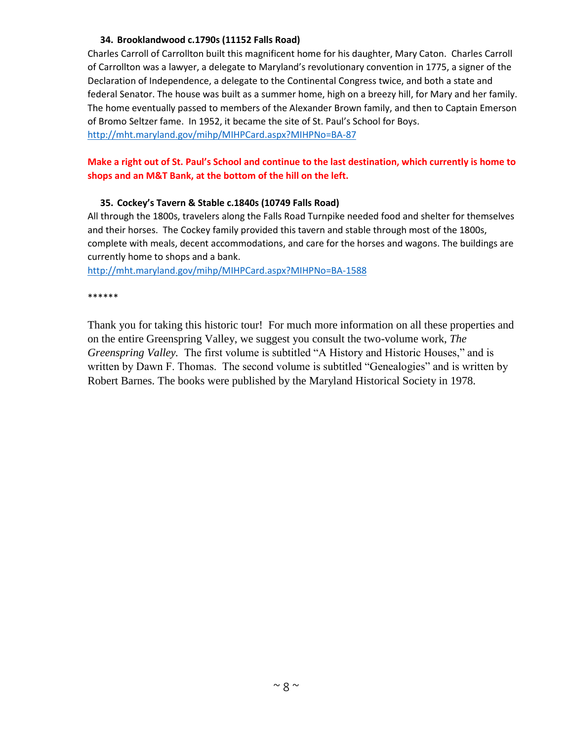### 34. Brooklandwood c.1790s (11152 Falls Road)

Charles Carroll of Carrollton built this magnificent home for his daughter, Mary Caton. Charles Carroll of Carrollton was a lawyer, a delegate to Maryland's revolutionary convention in 1775, a signer of the Declaration of Independence, a delegate to the Continental Congress twice, and both a state and federal Senator. The house was built as a summer home, high on a breezy hill, for Mary and her family. The home eventually passed to members of the Alexander Brown family, and then to Captain Emerson of Bromo Seltzer fame. In 1952, it became the site of St. Paul's School for Boys.
http://mht.maryland.gov/mihp/MIHPCard.aspx?MIHPNo=BA-87

**Make a right out of St. Paul's School and continue to the last destination, which currently is home to shops and an M&T Bank, at the bottom of the hill on the left.**

### 35. Cockey's Tavern & Stable c.1840s (10749 Falls Road)

All through the 1800s, travelers along the Falls Road Turnpike needed food and shelter for themselves and their horses. The Cockey family provided this tavern and stable through most of the 1800s, complete with meals, decent accommodations, and care for the horses and wagons. The buildings are currently home to shops and a bank.
http://mht.maryland.gov/mihp/MIHPCard.aspx?MIHPNo=BA-1588

******

Thank you for taking this historic tour! For much more information on all these properties and on the entire Greenspring Valley, we suggest you consult the two-volume work, *The Greenspring Valley.* The first volume is subtitled "A History and Historic Houses," and is written by Dawn F. Thomas. The second volume is subtitled "Genealogies" and is written by Robert Barnes. The books were published by the Maryland Historical Society in 1978.